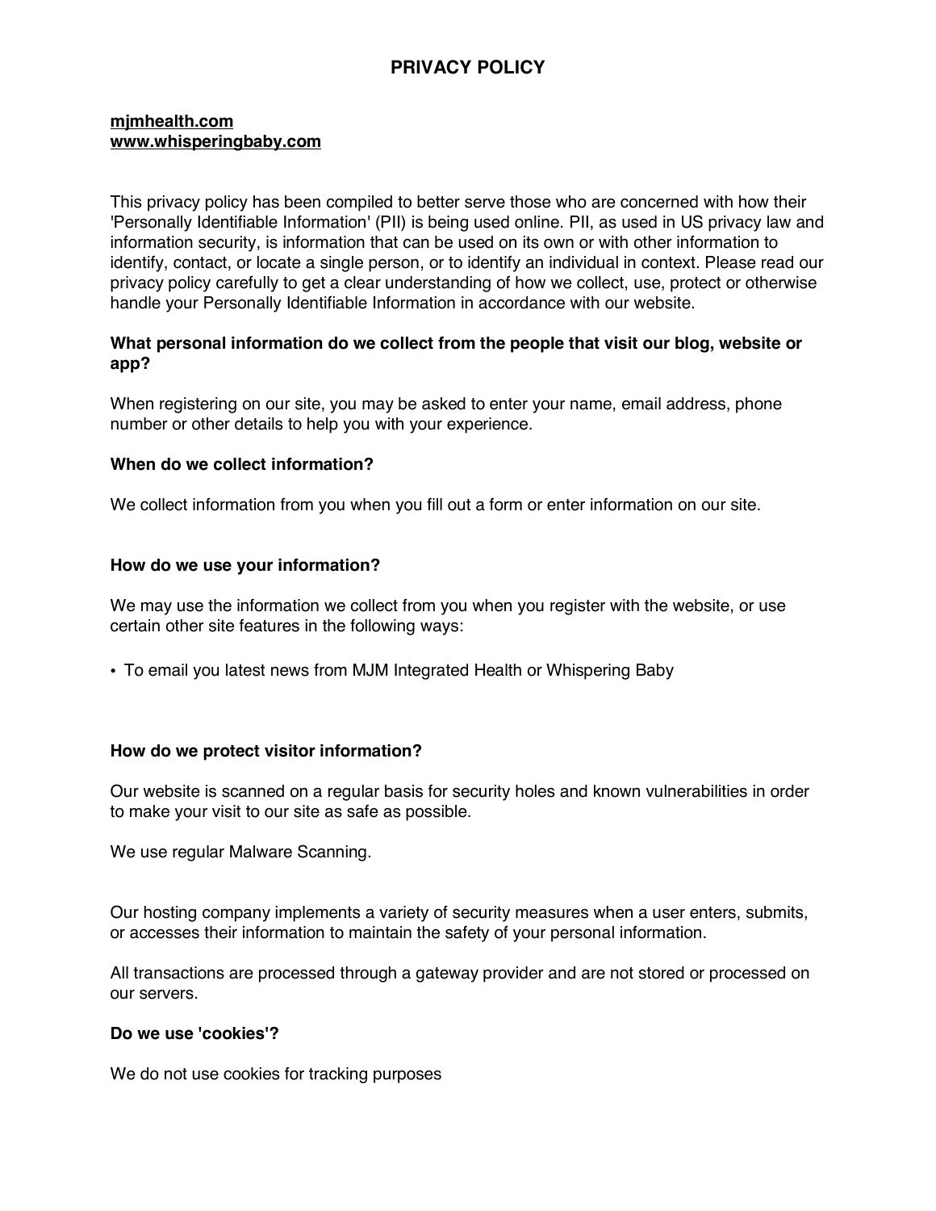# PRIVACY POLICY

**mjmhealth.com**
**www.whisperingbaby.com**

This privacy policy has been compiled to better serve those who are concerned with how their 'Personally Identifiable Information' (PII) is being used online. PII, as used in US privacy law and information security, is information that can be used on its own or with other information to identify, contact, or locate a single person, or to identify an individual in context. Please read our privacy policy carefully to get a clear understanding of how we collect, use, protect or otherwise handle your Personally Identifiable Information in accordance with our website.

**What personal information do we collect from the people that visit our blog, website or app?**

When registering on our site, you may be asked to enter your name, email address, phone number or other details to help you with your experience.

**When do we collect information?**

We collect information from you when you fill out a form or enter information on our site.

**How do we use your information?**

We may use the information we collect from you when you register with the website, or use certain other site features in the following ways:

- To email you latest news from MJM Integrated Health or Whispering Baby

**How do we protect visitor information?**

Our website is scanned on a regular basis for security holes and known vulnerabilities in order to make your visit to our site as safe as possible.

We use regular Malware Scanning.

Our hosting company implements a variety of security measures when a user enters, submits, or accesses their information to maintain the safety of your personal information.

All transactions are processed through a gateway provider and are not stored or processed on our servers.

**Do we use 'cookies'?**

We do not use cookies for tracking purposes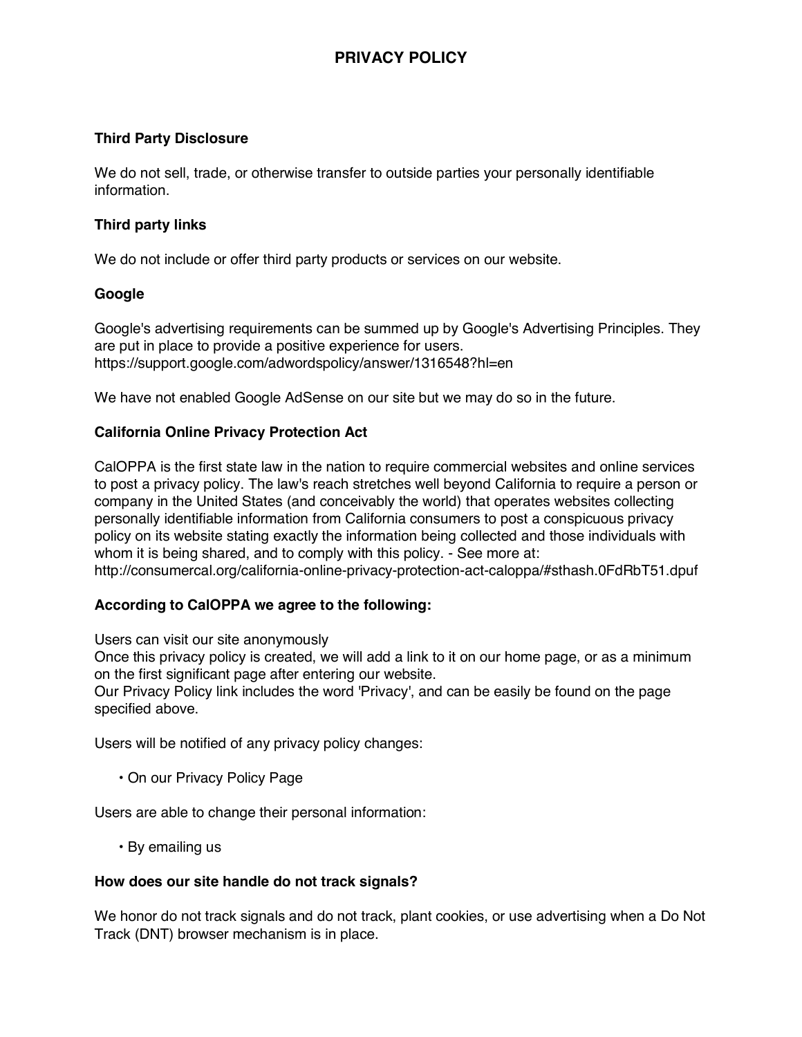# PRIVACY POLICY

### Third Party Disclosure

We do not sell, trade, or otherwise transfer to outside parties your personally identifiable information.

### Third party links

We do not include or offer third party products or services on our website.

### Google

Google's advertising requirements can be summed up by Google's Advertising Principles. They are put in place to provide a positive experience for users.
https://support.google.com/adwordspolicy/answer/1316548?hl=en

We have not enabled Google AdSense on our site but we may do so in the future.

### California Online Privacy Protection Act

CalOPPA is the first state law in the nation to require commercial websites and online services to post a privacy policy. The law's reach stretches well beyond California to require a person or company in the United States (and conceivably the world) that operates websites collecting personally identifiable information from California consumers to post a conspicuous privacy policy on its website stating exactly the information being collected and those individuals with whom it is being shared, and to comply with this policy. - See more at:
http://consumercal.org/california-online-privacy-protection-act-caloppa/#sthash.0FdRbT51.dpuf

### According to CalOPPA we agree to the following:

Users can visit our site anonymously
Once this privacy policy is created, we will add a link to it on our home page, or as a minimum on the first significant page after entering our website.
Our Privacy Policy link includes the word 'Privacy', and can be easily be found on the page specified above.

Users will be notified of any privacy policy changes:

- On our Privacy Policy Page

Users are able to change their personal information:

- By emailing us

### How does our site handle do not track signals?

We honor do not track signals and do not track, plant cookies, or use advertising when a Do Not Track (DNT) browser mechanism is in place.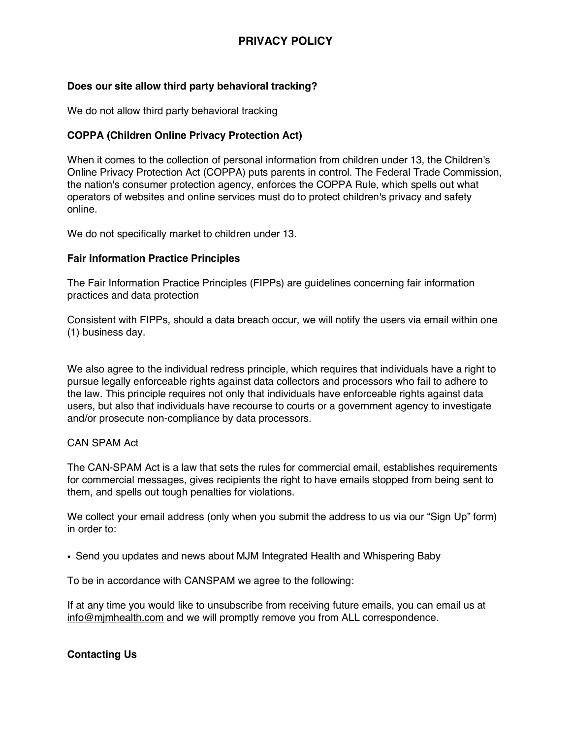# PRIVACY POLICY

**Does our site allow third party behavioral tracking?**

We do not allow third party behavioral tracking

**COPPA (Children Online Privacy Protection Act)**

When it comes to the collection of personal information from children under 13, the Children's Online Privacy Protection Act (COPPA) puts parents in control. The Federal Trade Commission, the nation's consumer protection agency, enforces the COPPA Rule, which spells out what operators of websites and online services must do to protect children's privacy and safety online.

We do not specifically market to children under 13.

**Fair Information Practice Principles**

The Fair Information Practice Principles (FIPPs) are guidelines concerning fair information practices and data protection

Consistent with FIPPs, should a data breach occur, we will notify the users via email within one (1) business day.

We also agree to the individual redress principle, which requires that individuals have a right to pursue legally enforceable rights against data collectors and processors who fail to adhere to the law. This principle requires not only that individuals have enforceable rights against data users, but also that individuals have recourse to courts or a government agency to investigate and/or prosecute non-compliance by data processors.

CAN SPAM Act

The CAN-SPAM Act is a law that sets the rules for commercial email, establishes requirements for commercial messages, gives recipients the right to have emails stopped from being sent to them, and spells out tough penalties for violations.

We collect your email address (only when you submit the address to us via our "Sign Up" form) in order to:

- Send you updates and news about MJM Integrated Health and Whispering Baby

To be in accordance with CANSPAM we agree to the following:

If at any time you would like to unsubscribe from receiving future emails, you can email us at info@mjmhealth.com and we will promptly remove you from ALL correspondence.

**Contacting Us**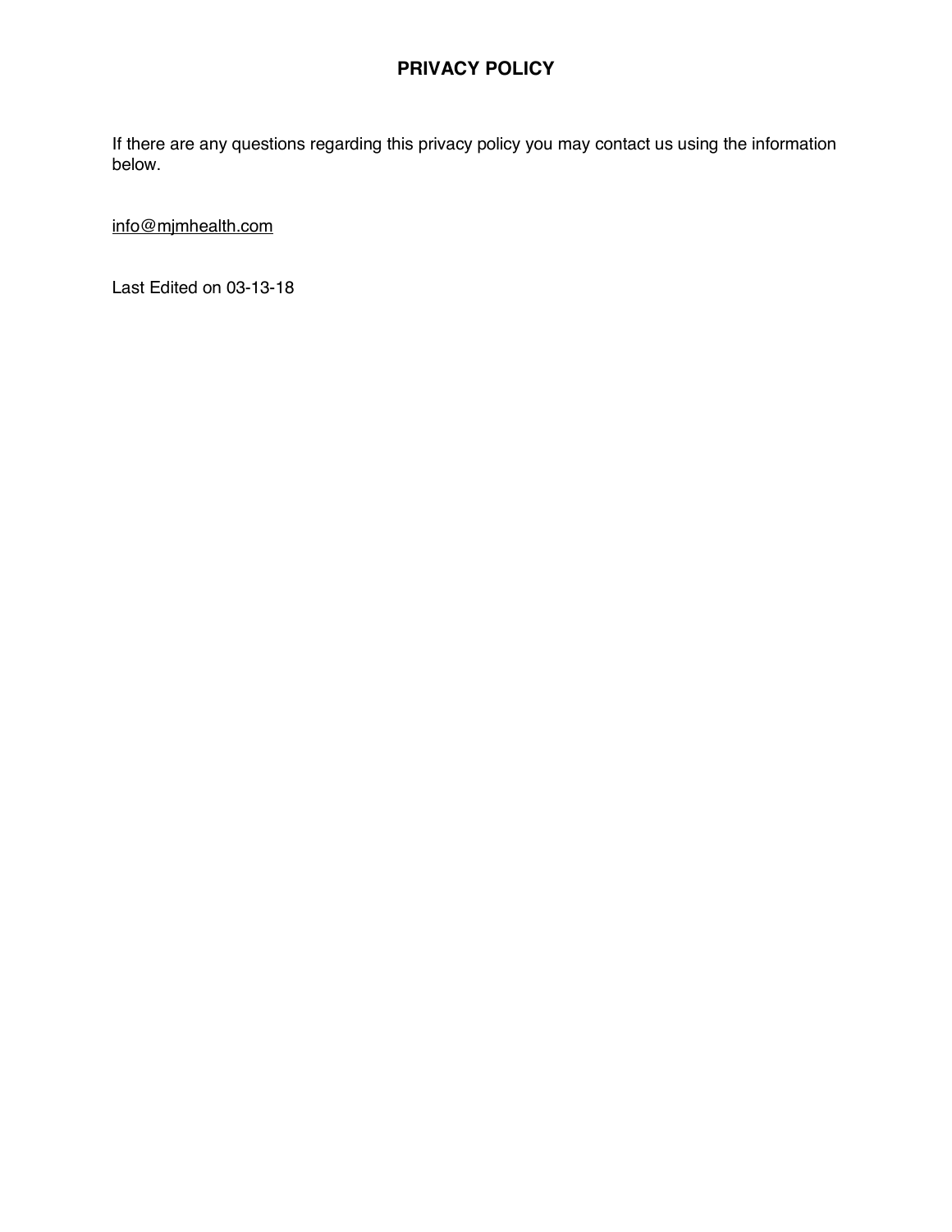# PRIVACY POLICY

If there are any questions regarding this privacy policy you may contact us using the information below.

info@mjmhealth.com

Last Edited on 03-13-18